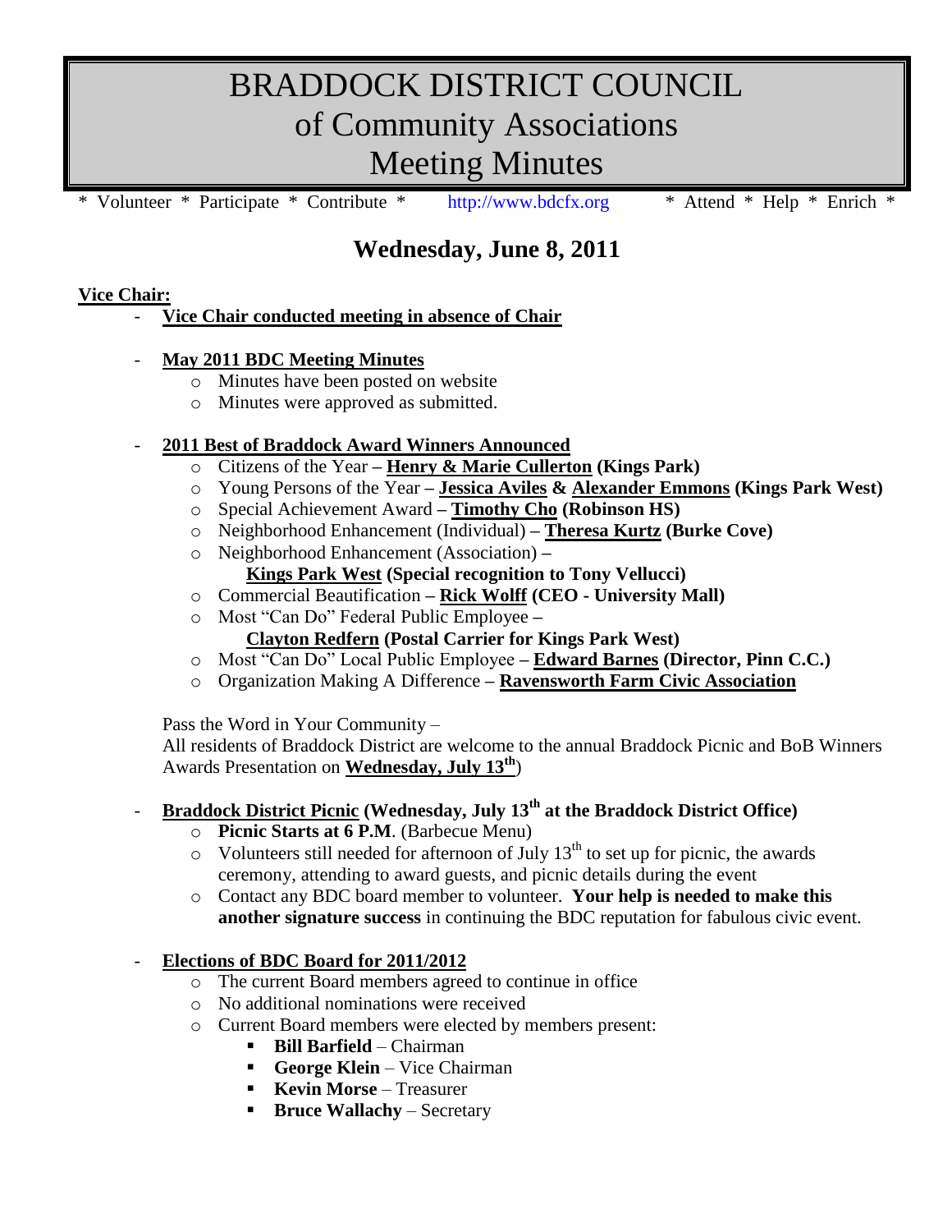# BRADDOCK DISTRICT COUNCIL
# of Community Associations
# Meeting Minutes

\* Volunteer \* Participate \* Contribute \* http://www.bdcfx.org \* Attend \* Help \* Enrich \*

## Wednesday, June 8, 2011

**Vice Chair:**

- **Vice Chair conducted meeting in absence of Chair**

- **May 2011 BDC Meeting Minutes**
  - Minutes have been posted on website
  - Minutes were approved as submitted.

- **2011 Best of Braddock Award Winners Announced**
  - Citizens of the Year – **Henry & Marie Cullerton (Kings Park)**
  - Young Persons of the Year – **Jessica Aviles & Alexander Emmons (Kings Park West)**
  - Special Achievement Award – **Timothy Cho (Robinson HS)**
  - Neighborhood Enhancement (Individual) – **Theresa Kurtz (Burke Cove)**
  - Neighborhood Enhancement (Association) – **Kings Park West (Special recognition to Tony Vellucci)**
  - Commercial Beautification – **Rick Wolff (CEO - University Mall)**
  - Most "Can Do" Federal Public Employee – **Clayton Redfern (Postal Carrier for Kings Park West)**
  - Most "Can Do" Local Public Employee – **Edward Barnes (Director, Pinn C.C.)**
  - Organization Making A Difference – **Ravensworth Farm Civic Association**

  Pass the Word in Your Community –
  All residents of Braddock District are welcome to the annual Braddock Picnic and BoB Winners Awards Presentation on **Wednesday, July 13th**)

- **Braddock District Picnic (Wednesday, July 13th at the Braddock District Office)**
  - **Picnic Starts at 6 P.M**. (Barbecue Menu)
  - Volunteers still needed for afternoon of July 13th to set up for picnic, the awards ceremony, attending to award guests, and picnic details during the event
  - Contact any BDC board member to volunteer. **Your help is needed to make this another signature success** in continuing the BDC reputation for fabulous civic event.

- **Elections of BDC Board for 2011/2012**
  - The current Board members agreed to continue in office
  - No additional nominations were received
  - Current Board members were elected by members present:
    - **Bill Barfield** – Chairman
    - **George Klein** – Vice Chairman
    - **Kevin Morse** – Treasurer
    - **Bruce Wallachy** – Secretary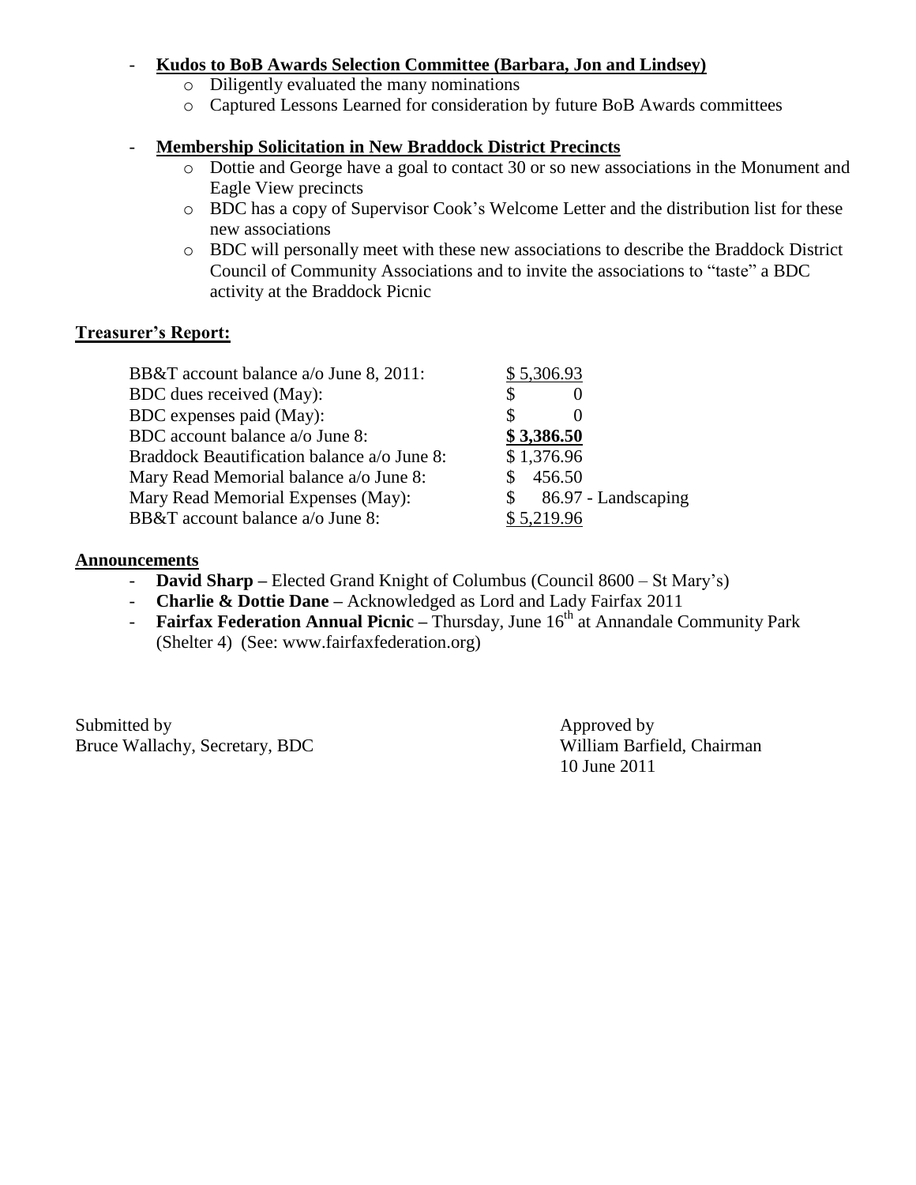- **Kudos to BoB Awards Selection Committee (Barbara, Jon and Lindsey)**
  - Diligently evaluated the many nominations
  - Captured Lessons Learned for consideration by future BoB Awards committees

- **Membership Solicitation in New Braddock District Precincts**
  - Dottie and George have a goal to contact 30 or so new associations in the Monument and Eagle View precincts
  - BDC has a copy of Supervisor Cook's Welcome Letter and the distribution list for these new associations
  - BDC will personally meet with these new associations to describe the Braddock District Council of Community Associations and to invite the associations to "taste" a BDC activity at the Braddock Picnic

**Treasurer's Report:**

| | |
|---|---|
| BB&T account balance a/o June 8, 2011: | $ 5,306.93 |
| BDC dues received (May): | $ 0 |
| BDC expenses paid (May): | $ 0 |
| BDC account balance a/o June 8: | **$ 3,386.50** |
| Braddock Beautification balance a/o June 8: | $ 1,376.96 |
| Mary Read Memorial balance a/o June 8: | $ 456.50 |
| Mary Read Memorial Expenses (May): | $ 86.97 - Landscaping |
| BB&T account balance a/o June 8: | $ 5,219.96 |

**Announcements**

- **David Sharp –** Elected Grand Knight of Columbus (Council 8600 – St Mary's)
- **Charlie & Dottie Dane –** Acknowledged as Lord and Lady Fairfax 2011
- **Fairfax Federation Annual Picnic –** Thursday, June 16th at Annandale Community Park (Shelter 4) (See: www.fairfaxfederation.org)

Submitted by
Bruce Wallachy, Secretary, BDC

Approved by
William Barfield, Chairman
10 June 2011